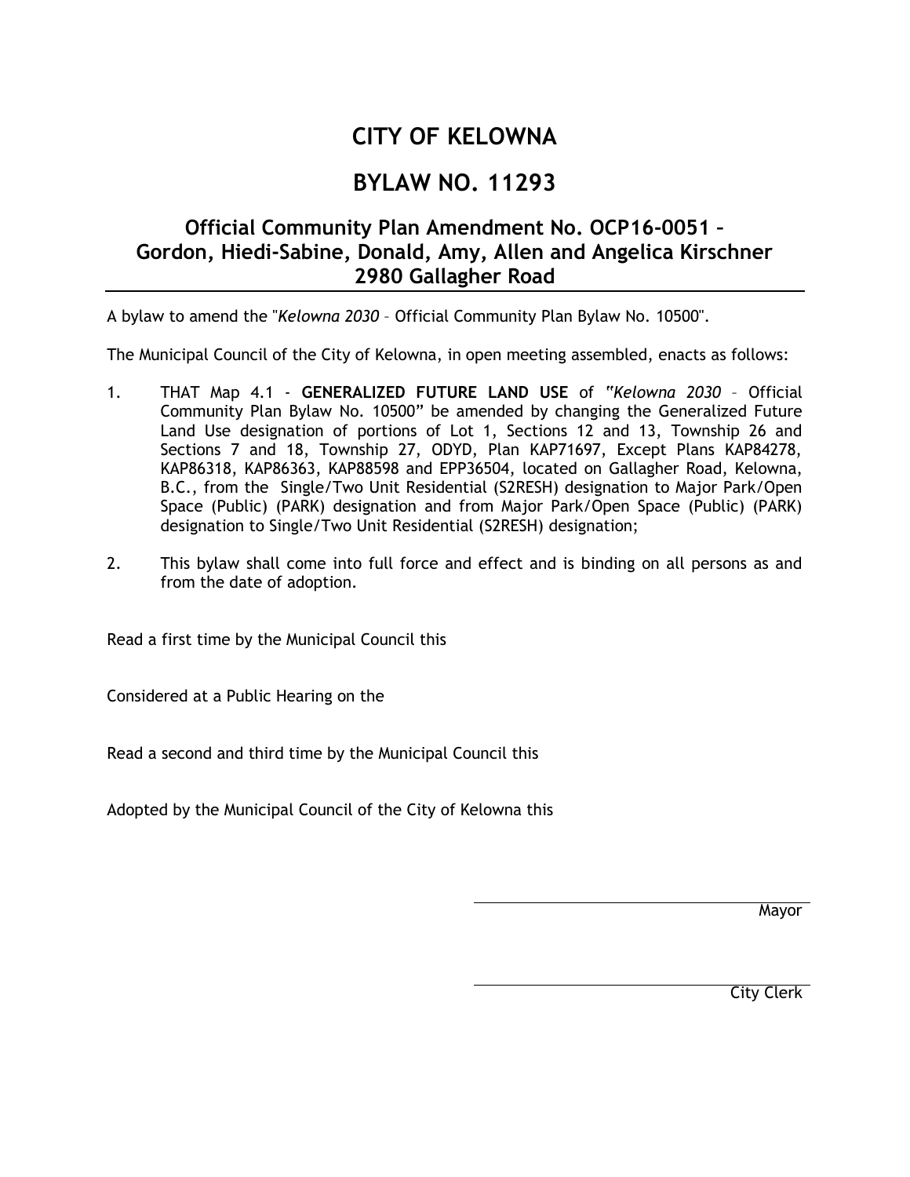# CITY OF KELOWNA

# BYLAW NO. 11293

## Official Community Plan Amendment No. OCP16-0051 – Gordon, Hiedi-Sabine, Donald, Amy, Allen and Angelica Kirschner 2980 Gallagher Road

A bylaw to amend the "*Kelowna 2030* – Official Community Plan Bylaw No. 10500".

The Municipal Council of the City of Kelowna, in open meeting assembled, enacts as follows:

1. THAT Map 4.1 - **GENERALIZED FUTURE LAND USE** of "*Kelowna 2030* – Official Community Plan Bylaw No. 10500" be amended by changing the Generalized Future Land Use designation of portions of Lot 1, Sections 12 and 13, Township 26 and Sections 7 and 18, Township 27, ODYD, Plan KAP71697, Except Plans KAP84278, KAP86318, KAP86363, KAP88598 and EPP36504, located on Gallagher Road, Kelowna, B.C., from the Single/Two Unit Residential (S2RESH) designation to Major Park/Open Space (Public) (PARK) designation and from Major Park/Open Space (Public) (PARK) designation to Single/Two Unit Residential (S2RESH) designation;

2. This bylaw shall come into full force and effect and is binding on all persons as and from the date of adoption.

Read a first time by the Municipal Council this

Considered at a Public Hearing on the

Read a second and third time by the Municipal Council this

Adopted by the Municipal Council of the City of Kelowna this

Mayor

City Clerk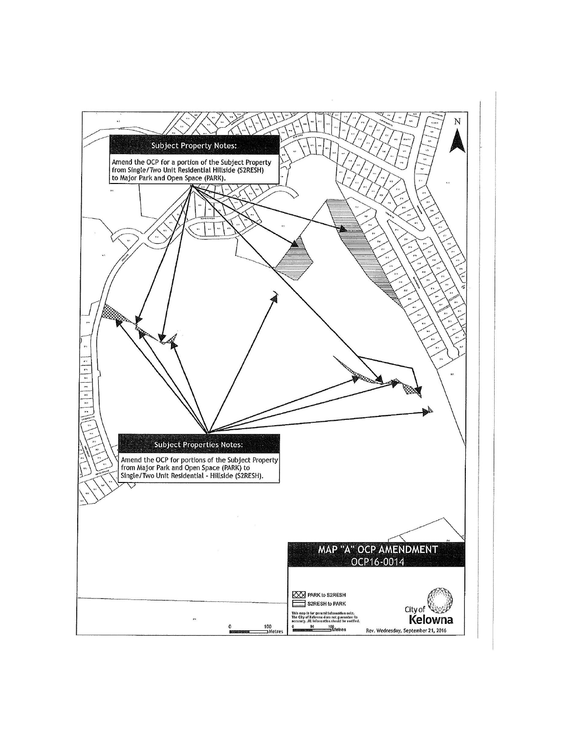**Subject Property Notes:**

Amend the OCP for a portion of the Subject Property from Single/Two Unit Residential Hillside (S2RESH) to Major Park and Open Space (PARK).

**Subject Properties Notes:**

Amend the OCP for portions of the Subject Property from Major Park and Open Space (PARK) to Single/Two Unit Residential - Hillside (S2RESH).

N

0 100 Metres

## MAP "A" OCP AMENDMENT
## OCP16-0014

PARK to S2RESH

S2RESH to PARK

This map is for general information only. The City of Kelowna does not guarantee its accuracy. All information should be verified.

0 50 100 Metres

City of Kelowna

Rev. Wednesday, September 21, 2016